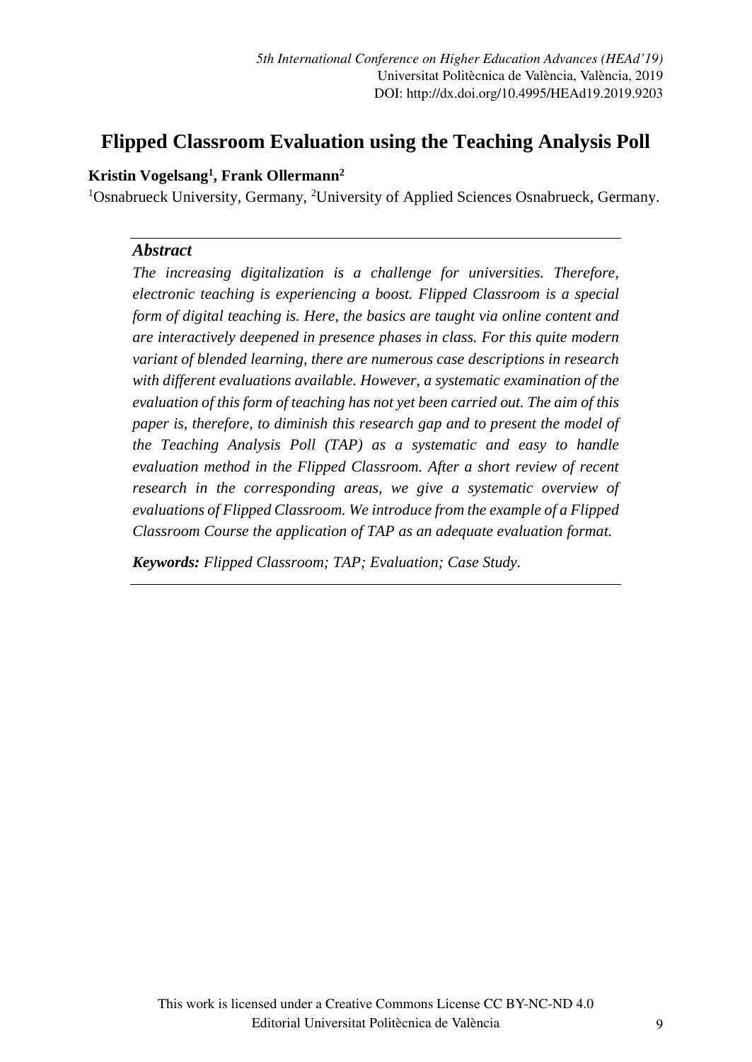# Flipped Classroom Evaluation using the Teaching Analysis Poll

**Kristin Vogelsang[1], Frank Ollermann[2]**

[1]Osnabrueck University, Germany, [2]University of Applied Sciences Osnabrueck, Germany.

### *Abstract*

*The increasing digitalization is a challenge for universities. Therefore, electronic teaching is experiencing a boost. Flipped Classroom is a special form of digital teaching is. Here, the basics are taught via online content and are interactively deepened in presence phases in class. For this quite modern variant of blended learning, there are numerous case descriptions in research with different evaluations available. However, a systematic examination of the evaluation of this form of teaching has not yet been carried out. The aim of this paper is, therefore, to diminish this research gap and to present the model of the Teaching Analysis Poll (TAP) as a systematic and easy to handle evaluation method in the Flipped Classroom. After a short review of recent research in the corresponding areas, we give a systematic overview of evaluations of Flipped Classroom. We introduce from the example of a Flipped Classroom Course the application of TAP as an adequate evaluation format.*

***Keywords:*** *Flipped Classroom; TAP; Evaluation; Case Study.*

This work is licensed under a Creative Commons License CC BY-NC-ND 4.0
Editorial Universitat Politècnica de València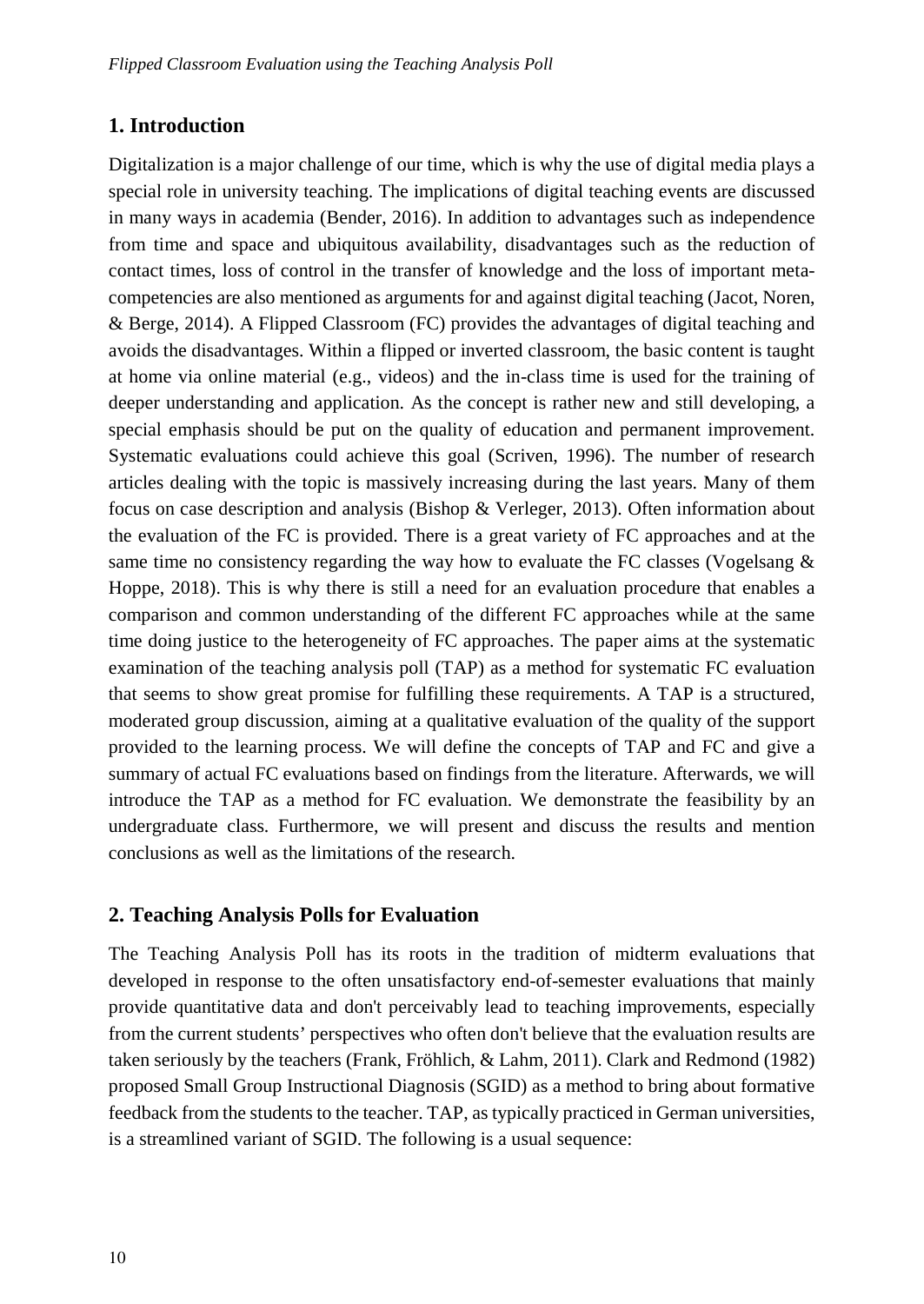## 1. Introduction

Digitalization is a major challenge of our time, which is why the use of digital media plays a special role in university teaching. The implications of digital teaching events are discussed in many ways in academia (Bender, 2016). In addition to advantages such as independence from time and space and ubiquitous availability, disadvantages such as the reduction of contact times, loss of control in the transfer of knowledge and the loss of important meta-competencies are also mentioned as arguments for and against digital teaching (Jacot, Noren, & Berge, 2014). A Flipped Classroom (FC) provides the advantages of digital teaching and avoids the disadvantages. Within a flipped or inverted classroom, the basic content is taught at home via online material (e.g., videos) and the in-class time is used for the training of deeper understanding and application. As the concept is rather new and still developing, a special emphasis should be put on the quality of education and permanent improvement. Systematic evaluations could achieve this goal (Scriven, 1996). The number of research articles dealing with the topic is massively increasing during the last years. Many of them focus on case description and analysis (Bishop & Verleger, 2013). Often information about the evaluation of the FC is provided. There is a great variety of FC approaches and at the same time no consistency regarding the way how to evaluate the FC classes (Vogelsang & Hoppe, 2018). This is why there is still a need for an evaluation procedure that enables a comparison and common understanding of the different FC approaches while at the same time doing justice to the heterogeneity of FC approaches. The paper aims at the systematic examination of the teaching analysis poll (TAP) as a method for systematic FC evaluation that seems to show great promise for fulfilling these requirements. A TAP is a structured, moderated group discussion, aiming at a qualitative evaluation of the quality of the support provided to the learning process. We will define the concepts of TAP and FC and give a summary of actual FC evaluations based on findings from the literature. Afterwards, we will introduce the TAP as a method for FC evaluation. We demonstrate the feasibility by an undergraduate class. Furthermore, we will present and discuss the results and mention conclusions as well as the limitations of the research.

## 2. Teaching Analysis Polls for Evaluation

The Teaching Analysis Poll has its roots in the tradition of midterm evaluations that developed in response to the often unsatisfactory end-of-semester evaluations that mainly provide quantitative data and don't perceivably lead to teaching improvements, especially from the current students' perspectives who often don't believe that the evaluation results are taken seriously by the teachers (Frank, Fröhlich, & Lahm, 2011). Clark and Redmond (1982) proposed Small Group Instructional Diagnosis (SGID) as a method to bring about formative feedback from the students to the teacher. TAP, as typically practiced in German universities, is a streamlined variant of SGID. The following is a usual sequence: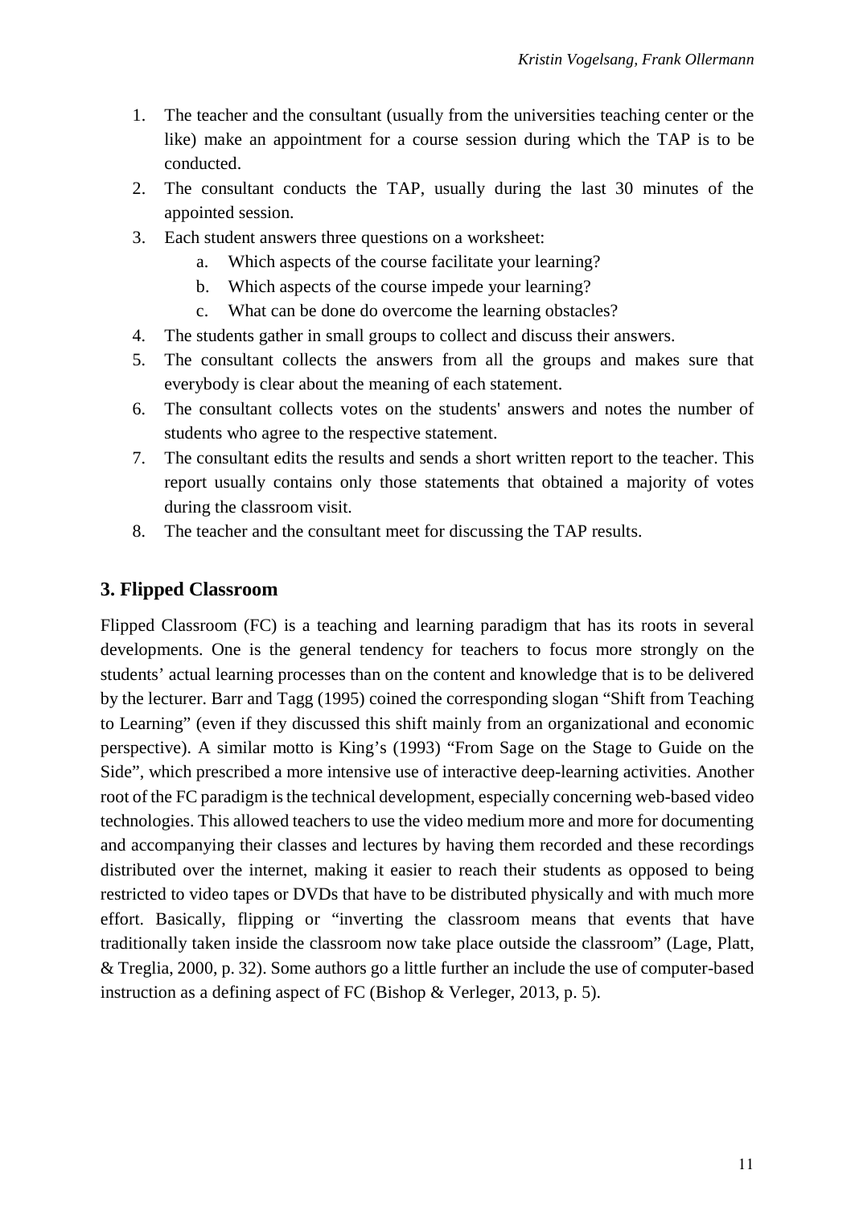1. The teacher and the consultant (usually from the universities teaching center or the like) make an appointment for a course session during which the TAP is to be conducted.
2. The consultant conducts the TAP, usually during the last 30 minutes of the appointed session.
3. Each student answers three questions on a worksheet:
    a. Which aspects of the course facilitate your learning?
    b. Which aspects of the course impede your learning?
    c. What can be done do overcome the learning obstacles?
4. The students gather in small groups to collect and discuss their answers.
5. The consultant collects the answers from all the groups and makes sure that everybody is clear about the meaning of each statement.
6. The consultant collects votes on the students' answers and notes the number of students who agree to the respective statement.
7. The consultant edits the results and sends a short written report to the teacher. This report usually contains only those statements that obtained a majority of votes during the classroom visit.
8. The teacher and the consultant meet for discussing the TAP results.

## 3. Flipped Classroom

Flipped Classroom (FC) is a teaching and learning paradigm that has its roots in several developments. One is the general tendency for teachers to focus more strongly on the students' actual learning processes than on the content and knowledge that is to be delivered by the lecturer. Barr and Tagg (1995) coined the corresponding slogan "Shift from Teaching to Learning" (even if they discussed this shift mainly from an organizational and economic perspective). A similar motto is King's (1993) "From Sage on the Stage to Guide on the Side", which prescribed a more intensive use of interactive deep-learning activities. Another root of the FC paradigm is the technical development, especially concerning web-based video technologies. This allowed teachers to use the video medium more and more for documenting and accompanying their classes and lectures by having them recorded and these recordings distributed over the internet, making it easier to reach their students as opposed to being restricted to video tapes or DVDs that have to be distributed physically and with much more effort. Basically, flipping or "inverting the classroom means that events that have traditionally taken inside the classroom now take place outside the classroom" (Lage, Platt, & Treglia, 2000, p. 32). Some authors go a little further an include the use of computer-based instruction as a defining aspect of FC (Bishop & Verleger, 2013, p. 5).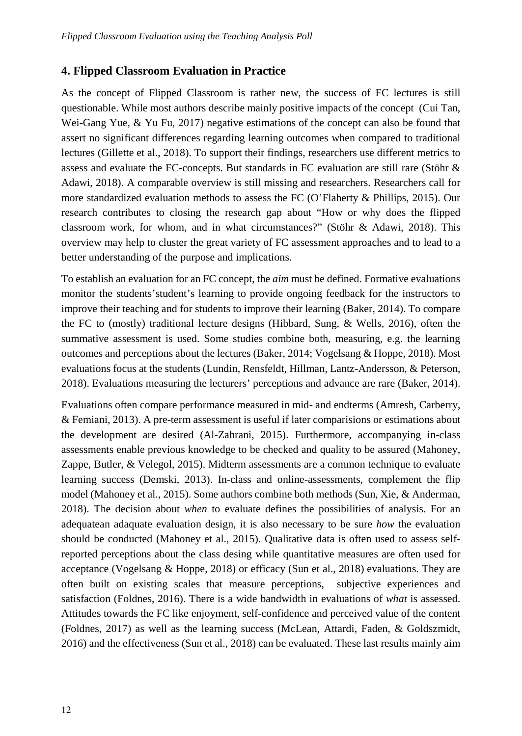## 4. Flipped Classroom Evaluation in Practice

As the concept of Flipped Classroom is rather new, the success of FC lectures is still questionable. While most authors describe mainly positive impacts of the concept (Cui Tan, Wei-Gang Yue, & Yu Fu, 2017) negative estimations of the concept can also be found that assert no significant differences regarding learning outcomes when compared to traditional lectures (Gillette et al., 2018). To support their findings, researchers use different metrics to assess and evaluate the FC-concepts. But standards in FC evaluation are still rare (Stöhr & Adawi, 2018). A comparable overview is still missing and researchers. Researchers call for more standardized evaluation methods to assess the FC (O'Flaherty & Phillips, 2015). Our research contributes to closing the research gap about "How or why does the flipped classroom work, for whom, and in what circumstances?" (Stöhr & Adawi, 2018). This overview may help to cluster the great variety of FC assessment approaches and to lead to a better understanding of the purpose and implications.

To establish an evaluation for an FC concept, the *aim* must be defined. Formative evaluations monitor the students'student's learning to provide ongoing feedback for the instructors to improve their teaching and for students to improve their learning (Baker, 2014). To compare the FC to (mostly) traditional lecture designs (Hibbard, Sung, & Wells, 2016), often the summative assessment is used. Some studies combine both, measuring, e.g. the learning outcomes and perceptions about the lectures (Baker, 2014; Vogelsang & Hoppe, 2018). Most evaluations focus at the students (Lundin, Rensfeldt, Hillman, Lantz-Andersson, & Peterson, 2018). Evaluations measuring the lecturers' perceptions and advance are rare (Baker, 2014).

Evaluations often compare performance measured in mid- and endterms (Amresh, Carberry, & Femiani, 2013). A pre-term assessment is useful if later comparisions or estimations about the development are desired (Al-Zahrani, 2015). Furthermore, accompanying in-class assessments enable previous knowledge to be checked and quality to be assured (Mahoney, Zappe, Butler, & Velegol, 2015). Midterm assessments are a common technique to evaluate learning success (Demski, 2013). In-class and online-assessments, complement the flip model (Mahoney et al., 2015). Some authors combine both methods (Sun, Xie, & Anderman, 2018). The decision about *when* to evaluate defines the possibilities of analysis. For an adequatean adaquate evaluation design, it is also necessary to be sure *how* the evaluation should be conducted (Mahoney et al., 2015). Qualitative data is often used to assess self-reported perceptions about the class desing while quantitative measures are often used for acceptance (Vogelsang & Hoppe, 2018) or efficacy (Sun et al., 2018) evaluations. They are often built on existing scales that measure perceptions, subjective experiences and satisfaction (Foldnes, 2016). There is a wide bandwidth in evaluations of *what* is assessed. Attitudes towards the FC like enjoyment, self-confidence and perceived value of the content (Foldnes, 2017) as well as the learning success (McLean, Attardi, Faden, & Goldszmidt, 2016) and the effectiveness (Sun et al., 2018) can be evaluated. These last results mainly aim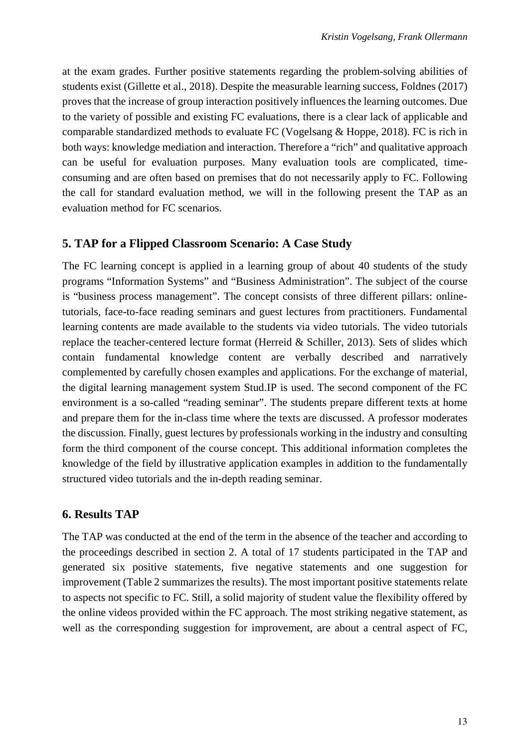at the exam grades. Further positive statements regarding the problem-solving abilities of students exist (Gillette et al., 2018). Despite the measurable learning success, Foldnes (2017) proves that the increase of group interaction positively influences the learning outcomes. Due to the variety of possible and existing FC evaluations, there is a clear lack of applicable and comparable standardized methods to evaluate FC (Vogelsang & Hoppe, 2018). FC is rich in both ways: knowledge mediation and interaction. Therefore a "rich" and qualitative approach can be useful for evaluation purposes. Many evaluation tools are complicated, time-consuming and are often based on premises that do not necessarily apply to FC. Following the call for standard evaluation method, we will in the following present the TAP as an evaluation method for FC scenarios.

## 5. TAP for a Flipped Classroom Scenario: A Case Study

The FC learning concept is applied in a learning group of about 40 students of the study programs "Information Systems" and "Business Administration". The subject of the course is "business process management". The concept consists of three different pillars: online-tutorials, face-to-face reading seminars and guest lectures from practitioners. Fundamental learning contents are made available to the students via video tutorials. The video tutorials replace the teacher-centered lecture format (Herreid & Schiller, 2013). Sets of slides which contain fundamental knowledge content are verbally described and narratively complemented by carefully chosen examples and applications. For the exchange of material, the digital learning management system Stud.IP is used. The second component of the FC environment is a so-called "reading seminar". The students prepare different texts at home and prepare them for the in-class time where the texts are discussed. A professor moderates the discussion. Finally, guest lectures by professionals working in the industry and consulting form the third component of the course concept. This additional information completes the knowledge of the field by illustrative application examples in addition to the fundamentally structured video tutorials and the in-depth reading seminar.

## 6. Results TAP

The TAP was conducted at the end of the term in the absence of the teacher and according to the proceedings described in section 2. A total of 17 students participated in the TAP and generated six positive statements, five negative statements and one suggestion for improvement (Table 2 summarizes the results). The most important positive statements relate to aspects not specific to FC. Still, a solid majority of student value the flexibility offered by the online videos provided within the FC approach. The most striking negative statement, as well as the corresponding suggestion for improvement, are about a central aspect of FC,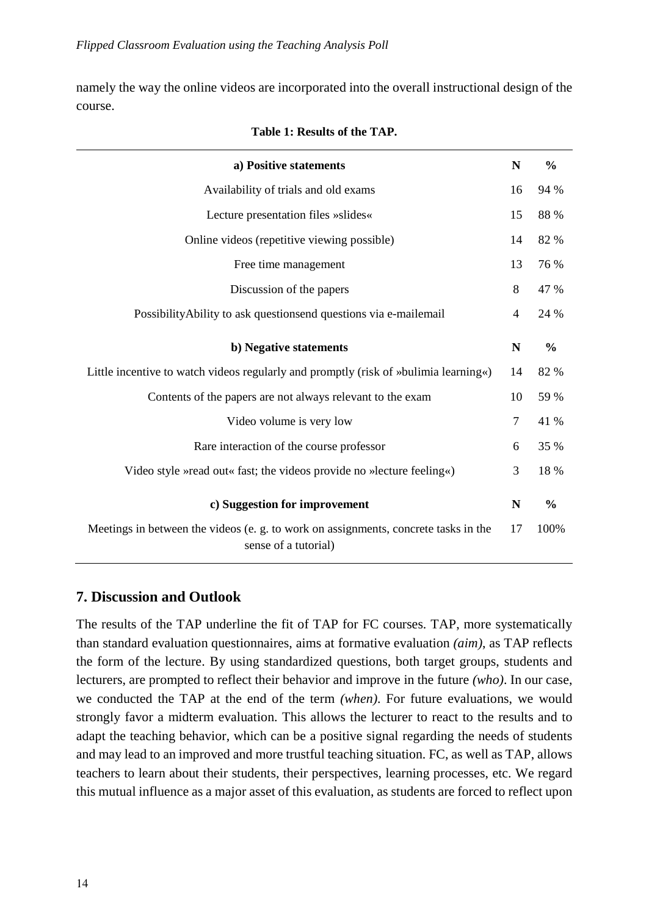namely the way the online videos are incorporated into the overall instructional design of the course.

**Table 1: Results of the TAP.**

| a) Positive statements | N | % |
|---|---|---|
| Availability of trials and old exams | 16 | 94 % |
| Lecture presentation files »slides« | 15 | 88 % |
| Online videos (repetitive viewing possible) | 14 | 82 % |
| Free time management | 13 | 76 % |
| Discussion of the papers | 8 | 47 % |
| PossibilityAbility to ask questionsend questions via e-mailemail | 4 | 24 % |
| **b) Negative statements** | **N** | **%** |
| Little incentive to watch videos regularly and promptly (risk of »bulimia learning«) | 14 | 82 % |
| Contents of the papers are not always relevant to the exam | 10 | 59 % |
| Video volume is very low | 7 | 41 % |
| Rare interaction of the course professor | 6 | 35 % |
| Video style »read out« fast; the videos provide no »lecture feeling«) | 3 | 18 % |
| **c) Suggestion for improvement** | **N** | **%** |
| Meetings in between the videos (e. g. to work on assignments, concrete tasks in the sense of a tutorial) | 17 | 100% |

## 7. Discussion and Outlook

The results of the TAP underline the fit of TAP for FC courses. TAP, more systematically than standard evaluation questionnaires, aims at formative evaluation *(aim)*, as TAP reflects the form of the lecture. By using standardized questions, both target groups, students and lecturers, are prompted to reflect their behavior and improve in the future *(who)*. In our case, we conducted the TAP at the end of the term *(when)*. For future evaluations, we would strongly favor a midterm evaluation. This allows the lecturer to react to the results and to adapt the teaching behavior, which can be a positive signal regarding the needs of students and may lead to an improved and more trustful teaching situation. FC, as well as TAP, allows teachers to learn about their students, their perspectives, learning processes, etc. We regard this mutual influence as a major asset of this evaluation, as students are forced to reflect upon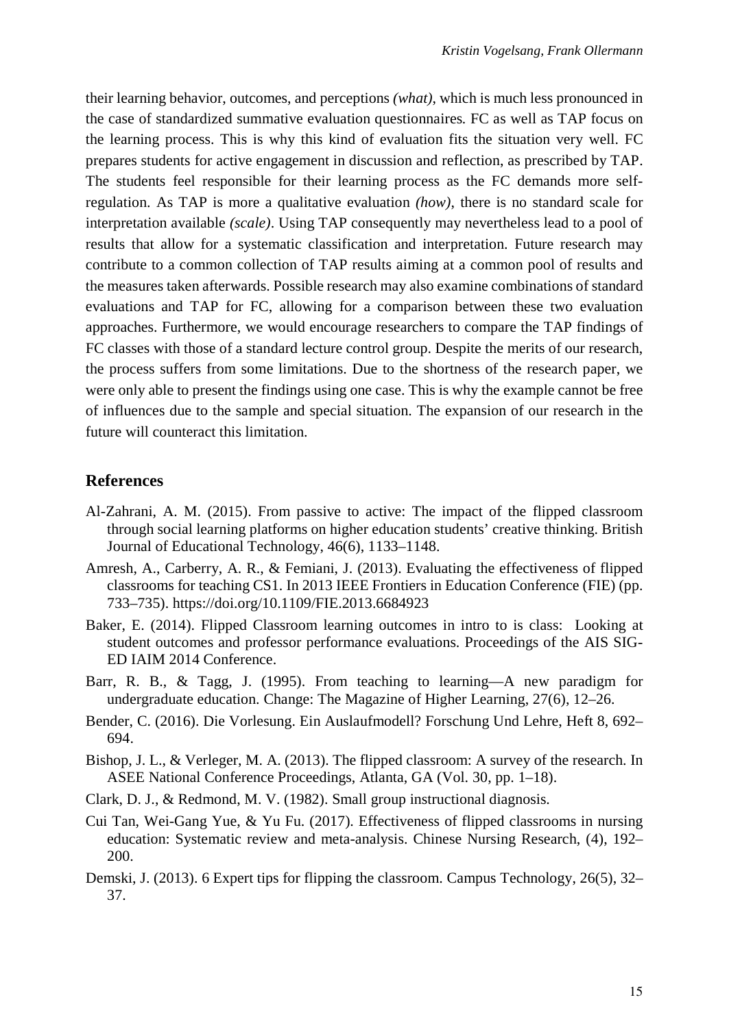their learning behavior, outcomes, and perceptions *(what)*, which is much less pronounced in the case of standardized summative evaluation questionnaires. FC as well as TAP focus on the learning process. This is why this kind of evaluation fits the situation very well. FC prepares students for active engagement in discussion and reflection, as prescribed by TAP. The students feel responsible for their learning process as the FC demands more self-regulation. As TAP is more a qualitative evaluation *(how)*, there is no standard scale for interpretation available *(scale)*. Using TAP consequently may nevertheless lead to a pool of results that allow for a systematic classification and interpretation. Future research may contribute to a common collection of TAP results aiming at a common pool of results and the measures taken afterwards. Possible research may also examine combinations of standard evaluations and TAP for FC, allowing for a comparison between these two evaluation approaches. Furthermore, we would encourage researchers to compare the TAP findings of FC classes with those of a standard lecture control group. Despite the merits of our research, the process suffers from some limitations. Due to the shortness of the research paper, we were only able to present the findings using one case. This is why the example cannot be free of influences due to the sample and special situation. The expansion of our research in the future will counteract this limitation.

## References

Al-Zahrani, A. M. (2015). From passive to active: The impact of the flipped classroom through social learning platforms on higher education students' creative thinking. British Journal of Educational Technology, 46(6), 1133–1148.

Amresh, A., Carberry, A. R., & Femiani, J. (2013). Evaluating the effectiveness of flipped classrooms for teaching CS1. In 2013 IEEE Frontiers in Education Conference (FIE) (pp. 733–735). https://doi.org/10.1109/FIE.2013.6684923

Baker, E. (2014). Flipped Classroom learning outcomes in intro to is class: Looking at student outcomes and professor performance evaluations. Proceedings of the AIS SIG-ED IAIM 2014 Conference.

Barr, R. B., & Tagg, J. (1995). From teaching to learning—A new paradigm for undergraduate education. Change: The Magazine of Higher Learning, 27(6), 12–26.

Bender, C. (2016). Die Vorlesung. Ein Auslaufmodell? Forschung Und Lehre, Heft 8, 692–694.

Bishop, J. L., & Verleger, M. A. (2013). The flipped classroom: A survey of the research. In ASEE National Conference Proceedings, Atlanta, GA (Vol. 30, pp. 1–18).

Clark, D. J., & Redmond, M. V. (1982). Small group instructional diagnosis.

Cui Tan, Wei-Gang Yue, & Yu Fu. (2017). Effectiveness of flipped classrooms in nursing education: Systematic review and meta-analysis. Chinese Nursing Research, (4), 192–200.

Demski, J. (2013). 6 Expert tips for flipping the classroom. Campus Technology, 26(5), 32–37.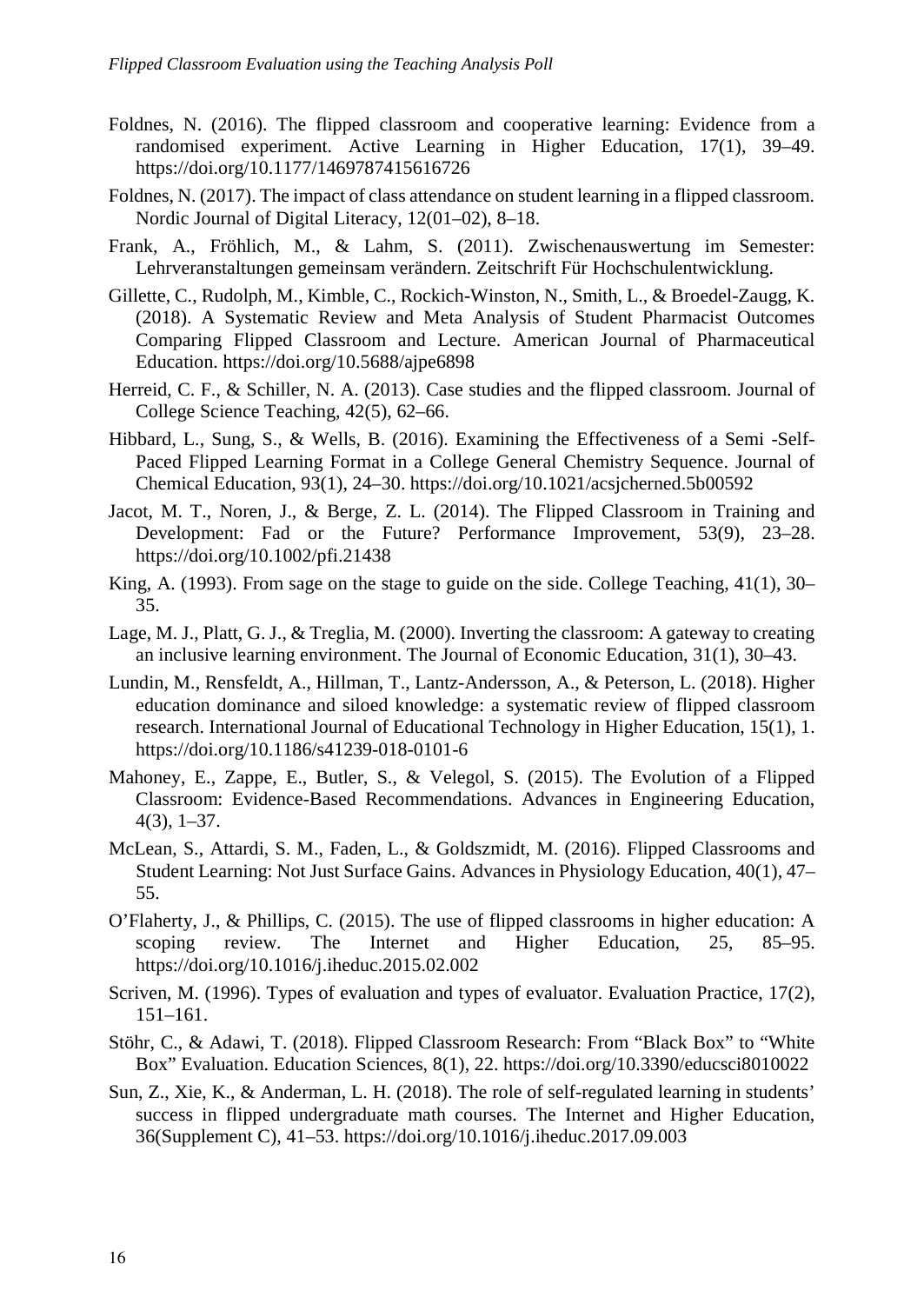Foldnes, N. (2016). The flipped classroom and cooperative learning: Evidence from a randomised experiment. Active Learning in Higher Education, 17(1), 39–49. https://doi.org/10.1177/1469787415616726

Foldnes, N. (2017). The impact of class attendance on student learning in a flipped classroom. Nordic Journal of Digital Literacy, 12(01–02), 8–18.

Frank, A., Fröhlich, M., & Lahm, S. (2011). Zwischenauswertung im Semester: Lehrveranstaltungen gemeinsam verändern. Zeitschrift Für Hochschulentwicklung.

Gillette, C., Rudolph, M., Kimble, C., Rockich-Winston, N., Smith, L., & Broedel-Zaugg, K. (2018). A Systematic Review and Meta Analysis of Student Pharmacist Outcomes Comparing Flipped Classroom and Lecture. American Journal of Pharmaceutical Education. https://doi.org/10.5688/ajpe6898

Herreid, C. F., & Schiller, N. A. (2013). Case studies and the flipped classroom. Journal of College Science Teaching, 42(5), 62–66.

Hibbard, L., Sung, S., & Wells, B. (2016). Examining the Effectiveness of a Semi -Self-Paced Flipped Learning Format in a College General Chemistry Sequence. Journal of Chemical Education, 93(1), 24–30. https://doi.org/10.1021/acsjcherned.5b00592

Jacot, M. T., Noren, J., & Berge, Z. L. (2014). The Flipped Classroom in Training and Development: Fad or the Future? Performance Improvement, 53(9), 23–28. https://doi.org/10.1002/pfi.21438

King, A. (1993). From sage on the stage to guide on the side. College Teaching, 41(1), 30–35.

Lage, M. J., Platt, G. J., & Treglia, M. (2000). Inverting the classroom: A gateway to creating an inclusive learning environment. The Journal of Economic Education, 31(1), 30–43.

Lundin, M., Rensfeldt, A., Hillman, T., Lantz-Andersson, A., & Peterson, L. (2018). Higher education dominance and siloed knowledge: a systematic review of flipped classroom research. International Journal of Educational Technology in Higher Education, 15(1), 1. https://doi.org/10.1186/s41239-018-0101-6

Mahoney, E., Zappe, E., Butler, S., & Velegol, S. (2015). The Evolution of a Flipped Classroom: Evidence-Based Recommendations. Advances in Engineering Education, 4(3), 1–37.

McLean, S., Attardi, S. M., Faden, L., & Goldszmidt, M. (2016). Flipped Classrooms and Student Learning: Not Just Surface Gains. Advances in Physiology Education, 40(1), 47–55.

O'Flaherty, J., & Phillips, C. (2015). The use of flipped classrooms in higher education: A scoping review. The Internet and Higher Education, 25, 85–95. https://doi.org/10.1016/j.iheduc.2015.02.002

Scriven, M. (1996). Types of evaluation and types of evaluator. Evaluation Practice, 17(2), 151–161.

Stöhr, C., & Adawi, T. (2018). Flipped Classroom Research: From "Black Box" to "White Box" Evaluation. Education Sciences, 8(1), 22. https://doi.org/10.3390/educsci8010022

Sun, Z., Xie, K., & Anderman, L. H. (2018). The role of self-regulated learning in students' success in flipped undergraduate math courses. The Internet and Higher Education, 36(Supplement C), 41–53. https://doi.org/10.1016/j.iheduc.2017.09.003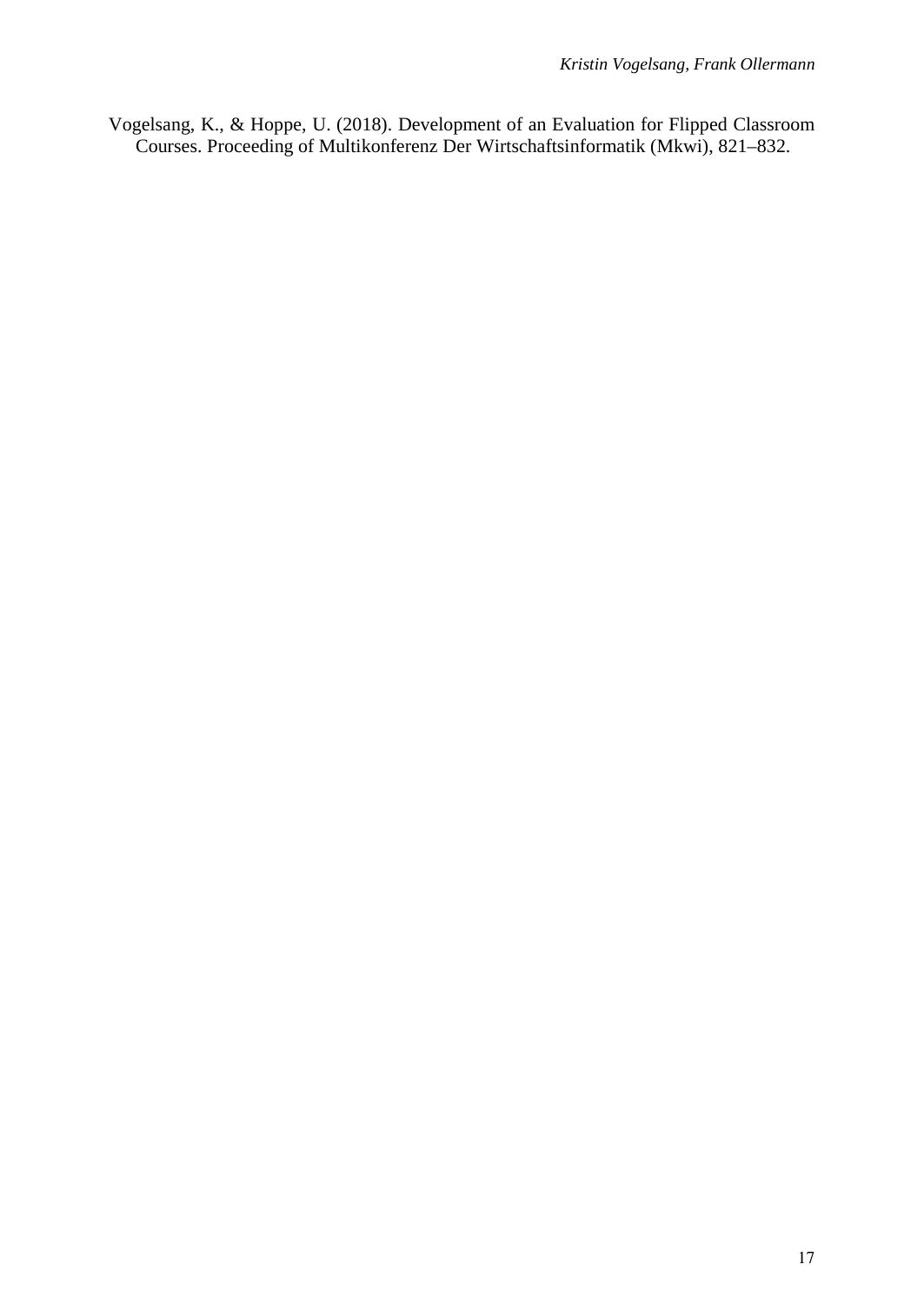Vogelsang, K., & Hoppe, U. (2018). Development of an Evaluation for Flipped Classroom Courses. Proceeding of Multikonferenz Der Wirtschaftsinformatik (Mkwi), 821–832.